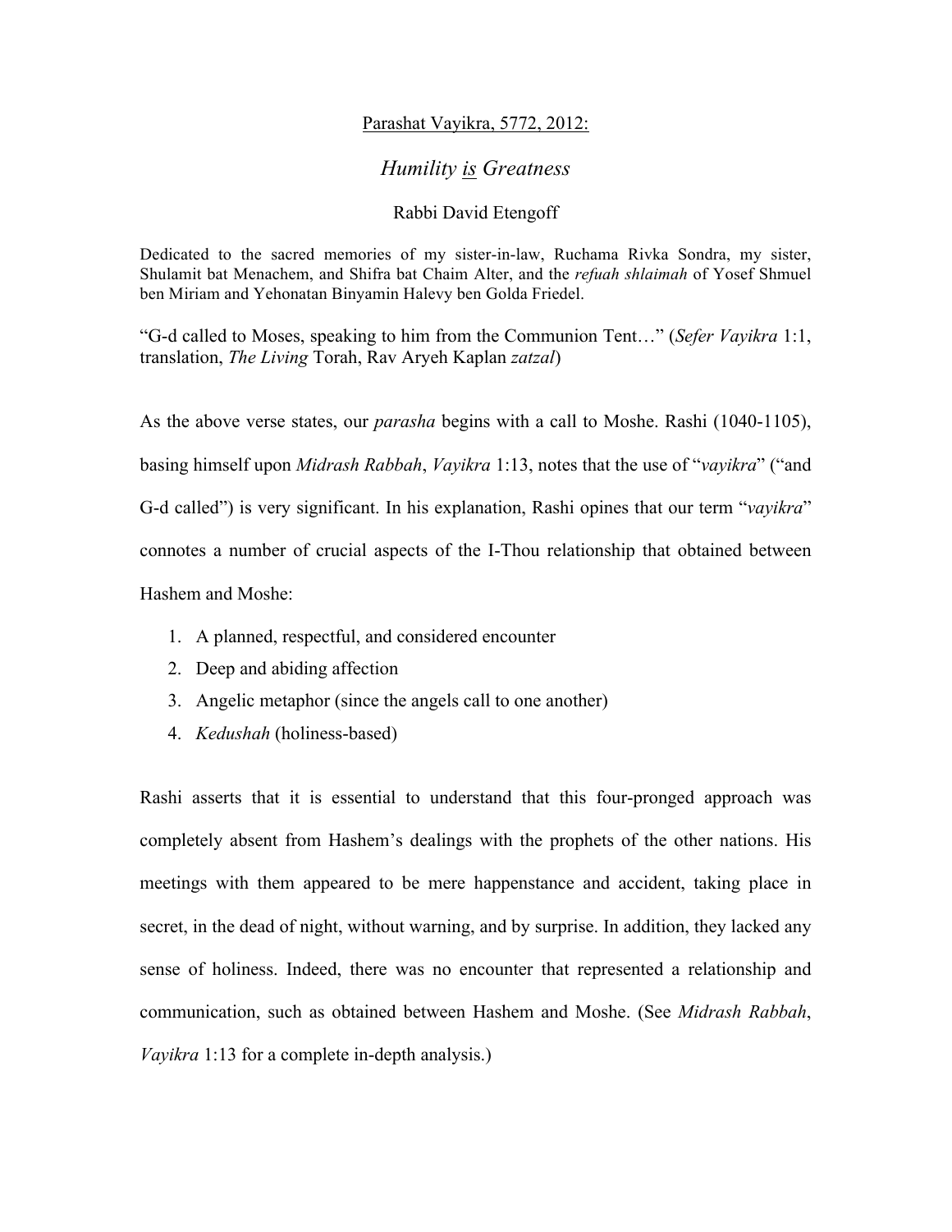<u>Parashat Vayikra, 5772, 2012:</u>

# *Humility <u>is</u> Greatness*

Rabbi David Etengoff

Dedicated to the sacred memories of my sister-in-law, Ruchama Rivka Sondra, my sister, Shulamit bat Menachem, and Shifra bat Chaim Alter, and the *refuah shlaimah* of Yosef Shmuel ben Miriam and Yehonatan Binyamin Halevy ben Golda Friedel.

"G-d called to Moses, speaking to him from the Communion Tent…" (*Sefer Vayikra* 1:1, translation, *The Living* Torah, Rav Aryeh Kaplan *zatzal*)

As the above verse states, our *parasha* begins with a call to Moshe. Rashi (1040-1105), basing himself upon *Midrash Rabbah*, *Vayikra* 1:13, notes that the use of "*vayikra*" ("and G-d called") is very significant. In his explanation, Rashi opines that our term "*vayikra*" connotes a number of crucial aspects of the I-Thou relationship that obtained between Hashem and Moshe:

1. A planned, respectful, and considered encounter
2. Deep and abiding affection
3. Angelic metaphor (since the angels call to one another)
4. *Kedushah* (holiness-based)

Rashi asserts that it is essential to understand that this four-pronged approach was completely absent from Hashem's dealings with the prophets of the other nations. His meetings with them appeared to be mere happenstance and accident, taking place in secret, in the dead of night, without warning, and by surprise. In addition, they lacked any sense of holiness. Indeed, there was no encounter that represented a relationship and communication, such as obtained between Hashem and Moshe. (See *Midrash Rabbah*, *Vayikra* 1:13 for a complete in-depth analysis.)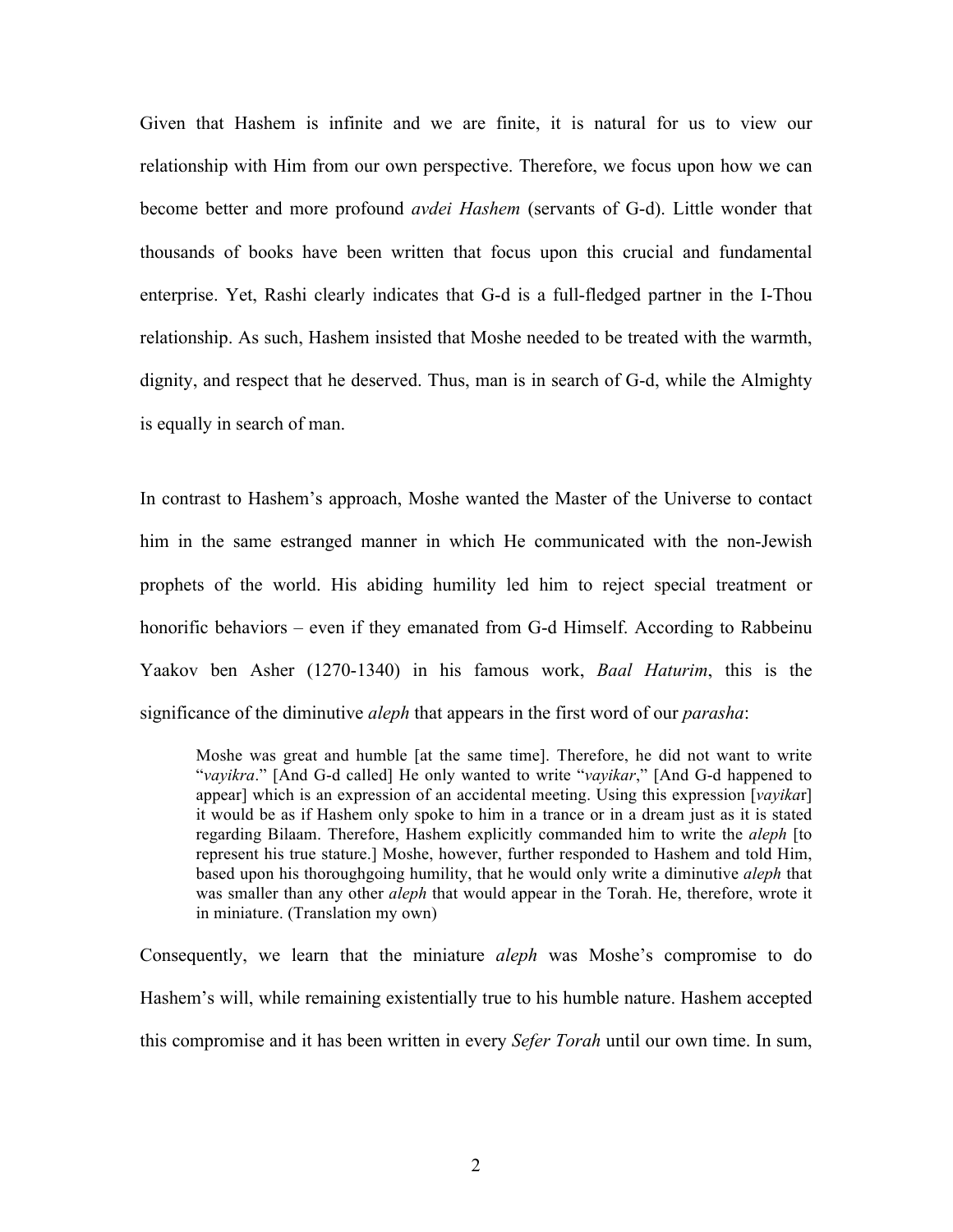Given that Hashem is infinite and we are finite, it is natural for us to view our relationship with Him from our own perspective. Therefore, we focus upon how we can become better and more profound *avdei Hashem* (servants of G-d). Little wonder that thousands of books have been written that focus upon this crucial and fundamental enterprise. Yet, Rashi clearly indicates that G-d is a full-fledged partner in the I-Thou relationship. As such, Hashem insisted that Moshe needed to be treated with the warmth, dignity, and respect that he deserved. Thus, man is in search of G-d, while the Almighty is equally in search of man.

In contrast to Hashem's approach, Moshe wanted the Master of the Universe to contact him in the same estranged manner in which He communicated with the non-Jewish prophets of the world. His abiding humility led him to reject special treatment or honorific behaviors – even if they emanated from G-d Himself. According to Rabbeinu Yaakov ben Asher (1270-1340) in his famous work, *Baal Haturim*, this is the significance of the diminutive *aleph* that appears in the first word of our *parasha*:

> Moshe was great and humble [at the same time]. Therefore, he did not want to write "*vayikra*." [And G-d called] He only wanted to write "*vayikar*," [And G-d happened to appear] which is an expression of an accidental meeting. Using this expression [*vayikar*] it would be as if Hashem only spoke to him in a trance or in a dream just as it is stated regarding Bilaam. Therefore, Hashem explicitly commanded him to write the *aleph* [to represent his true stature.] Moshe, however, further responded to Hashem and told Him, based upon his thoroughgoing humility, that he would only write a diminutive *aleph* that was smaller than any other *aleph* that would appear in the Torah. He, therefore, wrote it in miniature. (Translation my own)

Consequently, we learn that the miniature *aleph* was Moshe's compromise to do Hashem's will, while remaining existentially true to his humble nature. Hashem accepted this compromise and it has been written in every *Sefer Torah* until our own time. In sum,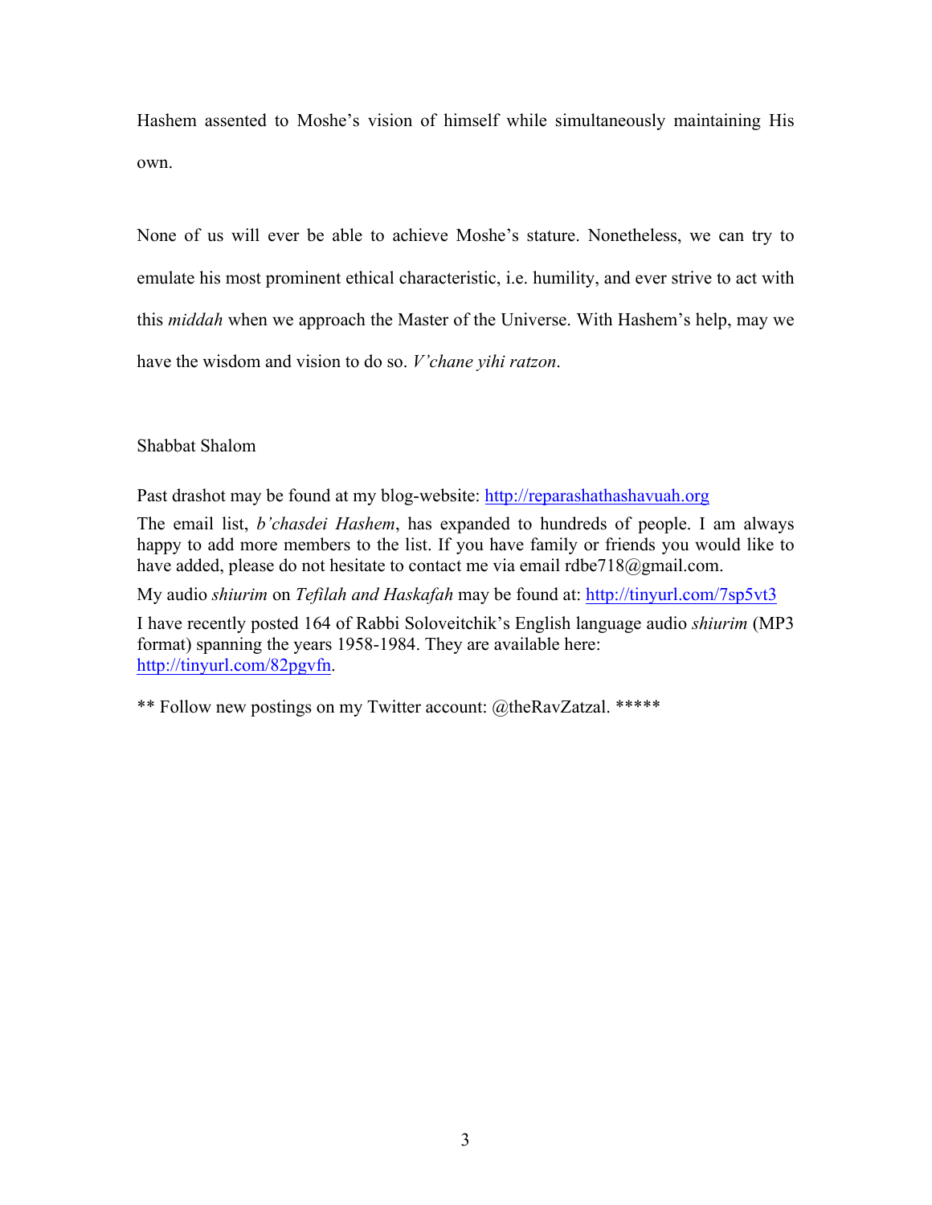Hashem assented to Moshe's vision of himself while simultaneously maintaining His own.

None of us will ever be able to achieve Moshe's stature. Nonetheless, we can try to emulate his most prominent ethical characteristic, i.e. humility, and ever strive to act with this *middah* when we approach the Master of the Universe. With Hashem's help, may we have the wisdom and vision to do so. *V'chane yihi ratzon*.

Shabbat Shalom

Past drashot may be found at my blog-website: [http://reparashathashavuah.org](http://reparashathashavuah.org)

The email list, *b'chasdei Hashem*, has expanded to hundreds of people. I am always happy to add more members to the list. If you have family or friends you would like to have added, please do not hesitate to contact me via email rdbe718@gmail.com.

My audio *shiurim* on *Tefilah and Haskafah* may be found at: [http://tinyurl.com/7sp5vt3](http://tinyurl.com/7sp5vt3)

I have recently posted 164 of Rabbi Soloveitchik's English language audio *shiurim* (MP3 format) spanning the years 1958-1984. They are available here: [http://tinyurl.com/82pgvfn](http://tinyurl.com/82pgvfn).

** Follow new postings on my Twitter account: @theRavZatzal. *****